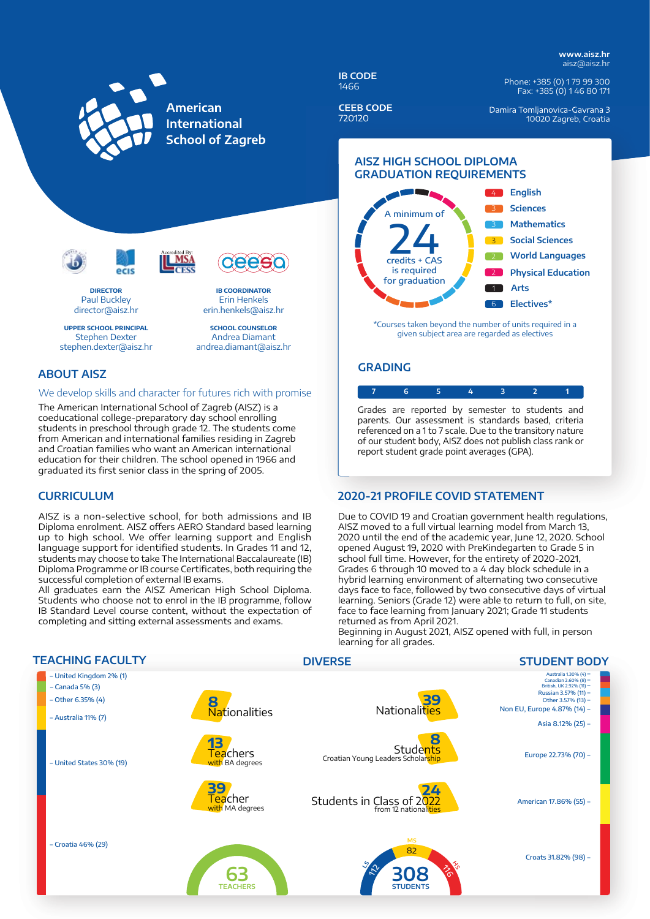# American International School of Zagreb

**IB CODE**
1466

**CEEB CODE**
720120

www.aisz.hr
aisz@aisz.hr

Phone: +385 (0) 1 79 99 300
Fax: +385 (0) 1 46 80 171

Damira Tomljanovica-Gavrana 3
10020 Zagreb, Croatia

**DIRECTOR**
Paul Buckley
director@aisz.hr

**IB COORDINATOR**
Erin Henkels
erin.henkels@aisz.hr

**UPPER SCHOOL PRINCIPAL**
Stephen Dexter
stephen.dexter@aisz.hr

**SCHOOL COUNSELOR**
Andrea Diamant
andrea.diamant@aisz.hr

## AISZ HIGH SCHOOL DIPLOMA GRADUATION REQUIREMENTS

A minimum of 24 credits + CAS is required for graduation

- 4 English
- 3 Sciences
- 3 Mathematics
- 3 Social Sciences
- 2 World Languages
- 2 Physical Education
- 1 Arts
- 6 Electives*

*Courses taken beyond the number of units required in a given subject area are regarded as electives

## ABOUT AISZ

We develop skills and character for futures rich with promise

The American International School of Zagreb (AISZ) is a coeducational college-preparatory day school enrolling students in preschool through grade 12. The students come from American and international families residing in Zagreb and Croatian families who want an American international education for their children. The school opened in 1966 and graduated its first senior class in the spring of 2005.

## GRADING

7 6 5 4 3 2 1

Grades are reported by semester to students and parents. Our assessment is standards based, criteria referenced on a 1 to 7 scale. Due to the transitory nature of our student body, AISZ does not publish class rank or report student grade point averages (GPA).

## CURRICULUM

AISZ is a non-selective school, for both admissions and IB Diploma enrolment. AISZ offers AERO Standard based learning up to high school. We offer learning support and English language support for identified students. In Grades 11 and 12, students may choose to take The International Baccalaureate (IB) Diploma Programme or IB course Certificates, both requiring the successful completion of external IB exams.
All graduates earn the AISZ American High School Diploma. Students who choose not to enrol in the IB programme, follow IB Standard Level course content, without the expectation of completing and sitting external assessments and exams.

## 2020-21 PROFILE COVID STATEMENT

Due to COVID 19 and Croatian government health regulations, AISZ moved to a full virtual learning model from March 13, 2020 until the end of the academic year, June 12, 2020. School opened August 19, 2020 with PreKindergarten to Grade 5 in school full time. However, for the entirety of 2020-2021, Grades 6 through 10 moved to a 4 day block schedule in a hybrid learning environment of alternating two consecutive days face to face, followed by two consecutive days of virtual learning. Seniors (Grade 12) were able to return to full, on site, face to face learning from January 2021; Grade 11 students returned as from April 2021.
Beginning in August 2021, AISZ opened with full, in person learning for all grades.

## TEACHING FACULTY

- United Kingdom 2% (1)
- Canada 5% (3)
- Other 6.35% (4)
- Australia 11% (7)
- United States 30% (19)
- Croatia 46% (29)

8 Nationalities

13 Teachers with BA degrees

39 Teacher with MA degrees

63 TEACHERS

## DIVERSE

39 Nationalities

8 Students Croatian Young Leaders Scholarship

24 Students in Class of 2022 from 12 nationalities

MS 82
LS 112
HS 116
308 STUDENTS

## STUDENT BODY

- Australia 1.30% (4)
- Canadian 2.60% (8)
- British, UK 2.92% (11)
- Russian 3.57% (11)
- Other 3.57% (13)
- Non EU, Europe 4.87% (14)
- Asia 8.12% (25)
- Europe 22.73% (70)
- American 17.86% (55)
- Croats 31.82% (98)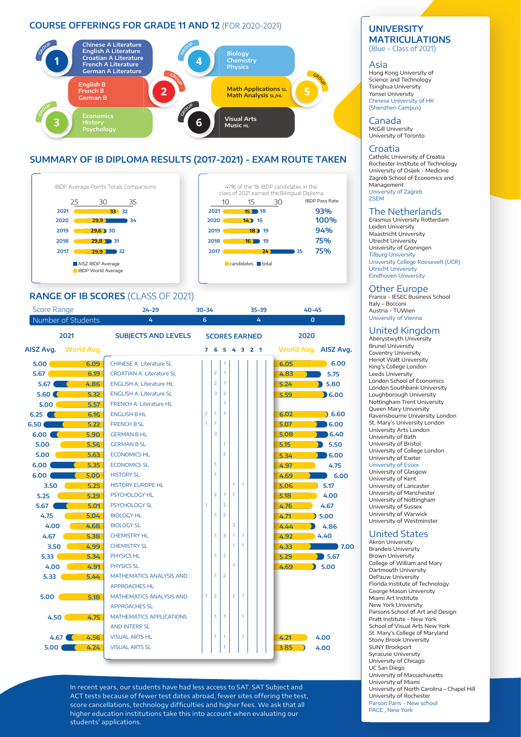## COURSE OFFERINGS FOR GRADE 11 AND 12 (FOR 2020-2021)

**GROUP 1**
- Chinese A Literature
- English A Literature
- Croatian A Literature
- French A Literature
- German A Literature

**GROUP 2**
- English B
- French B
- German B

**GROUP 3**
- Economics
- History
- Psychology

**GROUP 4**
- Biology
- Chemistry
- Physics

**GROUP 5**
- Math Applications SL
- Math Analysis SL/HL

**GROUP 6**
- Visual Arts
- Music HL

## SUMMARY OF IB DIPLOMA RESULTS (2017-2021) - EXAM ROUTE TAKEN

IBDP Average Points Totals Comparisons

25 30 35

2021 33 32

2020 29,9 34

2019 29,6 30

2018 29,8 31

2017 29,9 32

AISZ IBDP Average

IBDP World Average

47% of the 18 IBDP candidates in the class of 2021 earned the Bilingual Diploma

10 15 30

IBDP Pass Rate

2021 15 18 93%

2020 14 16 100%

2019 18 19 94%

2018 16 19 75%

2017 24 35 75%

candidates total

## RANGE OF IB SCORES (CLASS OF 2021)

| Score Range | 24-29 | 30-34 | 35-39 | 40-45 |
|---|---|---|---|---|
| Number of Students | 4 | 6 | 4 | 0 |

| 2021 AISZ Avg. | 2021 World Avg. | SUBJECTS AND LEVELS | 7 | 6 | 5 | 4 | 3 | 2 | 1 | 2020 World Avg. | 2020 AISZ Avg. |
|---|---|---|---|---|---|---|---|---|---|---|---|
| 5.00 | 6.09 | CHINESE A: Literature SL | | | 1 | | | | | 6.05 | 6.00 |
| 5.67 | 6.19 | CROATIAN A: Literature SL | | 2 | 1 | | | | | 4.83 | 5.75 |
| 5.67 | 4.86 | ENGLISH A: Literature HL | | 2 | 1 | | | | | 5.24 | 5.80 |
| 5.60 | 5.32 | ENGLISH A: Literature SL | | 3 | 2 | | | | | 5.59 | 6.00 |
| 5.00 | 5.57 | FRENCH A: Literature HL | | | 1 | | | | | | |
| 6.25 | 6.16 | ENGLISH B HL | 2 | 1 | 1 | | | | | 6.02 | 6.60 |
| 6.50 | 5.22 | FRENCH B SL | 1 | 1 | | | | | | 5.07 | 6.00 |
| 6.00 | 5.90 | GERMAN B HL | | 3 | | | | | | 5.08 | 6.40 |
| 5.00 | 5.56 | GERMAN B SL | | | 1 | | | | | 5.15 | 5.50 |
| 5.00 | 5.63 | ECONOMICS HL | | | 2 | | | | | 5.34 | 6.00 |
| 6.00 | 5.35 | ECONOMICS SL | | 1 | | | | | | 4.97 | 4.75 |
| 6.00 | 5.00 | HISTORY SL | | 1 | | | | | | 4.69 | 6.00 |
| 3.50 | 5.25 | HISTORY EUROPE HL | | | | 1 | 1 | | | 5.06 | 5.17 |
| 5.25 | 5.29 | PSYCHOLOGY HL | | 2 | 1 | 1 | | | | 5.18 | 4.00 |
| 5.67 | 5.01 | PSYCHOLOGY SL | 1 | | 2 | | | | | 4.76 | 4.67 |
| 4.75 | 5.04 | BIOLOGY HL | | 1 | 2 | | | | | 4.71 | 5.00 |
| 4.00 | 4.68 | BIOLOGY SL | | | | 3 | | | | 4.44 | 4.86 |
| 4.67 | 5.38 | CHEMISTRY HL | | 1 | 3 | 1 | 1 | | | 4.92 | 4.40 |
| 3.50 | 4.99 | CHEMISTRY SL | | | | 1 | 1 | | | 4.33 | 7.00 |
| 5.33 | 5.34 | PHYSICS HL | | 1 | 2 | | | | | 5.29 | 5.67 |
| 4.00 | 4.91 | PHYSICS SL | | | | 1 | | | | 4.69 | 5.00 |
| 5.33 | 5.44 | MATHEMATICS ANALYSIS AND APPROACHES HL | | 1 | 2 | | | | | | |
| 5.00 | 5.18 | MATHEMATICS ANALYSIS AND APPROACHES SL | 1 | 2 | | 2 | 1 | | | | |
| 4.50 | 4.75 | MATHEMATICS APPLICATIONS AND INTERP SL | | 1 | 1 | | 1 | | | | |
| 4.67 | 4.56 | VISUAL ARTS HL | | 1 | 1 | | 1 | | | 4.21 | 4.00 |
| 5.00 | 4.24 | VISUAL ARTS SL | | | 1 | | | | | 3.85 | 4.00 |

In recent years, our students have had less access to SAT. SAT Subject and ACT tests because of fewer test dates abroad, fewer sites offering the test, score cancellations, technology difficulties and higher fees. We ask that all higher education institutions take this into account when evaluating our students' applications.

## UNIVERSITY MATRICULATIONS
(Blue – Class of 2021)

### Asia
Hong Kong University of Science and Technology
Tsinghua University
Yonsei University
Chinese University of HK (Shenzhen Campus)

### Canada
McGill University
University of Toronto

### Croatia
Catholic University of Croatia
Rochester Institute of Technology
University of Osijek - Medicine
Zagreb School of Economics and Management
University of Zagreb
ZSEM

### The Netherlands
Erasmus University Rotterdam
Leiden University
Maastricht University
Utrecht University
University of Groningen
Tilburg University
University College Roosevelt (UCR)
Utrecht University
Eindhoven University

### Other Europe
France - IESEC Business School
Italy – Bocconi
Austria - TUWien
University of Vienna

### United Kingdom
Aberystwyth University
Brunel University
Coventry University
Heriot Watt University
King's College London
Leeds University
London School of Economics
London Southbank University
Loughborough University
Nottingham Trent University
Queen Mary University
Ravensbourne University London
St. Mary's University London
University Arts London
University of Bath
University of Bristol
University of College London
University of Exeter
University of Essex
University of Glasgow
University of Kent
University of Lancaster
University of Manchester
University of Nottingham
University of Sussex
University of Warwick
University of Westminster

### United States
Akron University
Brandeis University
Brown University
College of William and Mary
Dartmouth University
DePauw University
Florida Institute of Technology
George Mason University
Miami Art Institute
New York University
Parsons School of Art and Design
Pratt Institute - New York
School of Visual Arts New York
St. Mary's College of Maryland
Stony Brook University
SUNY Brockport
Syracuse University
University of Chicago
UC San Diego
University of Massachusetts
University of Miami
University of North Carolina – Chapel Hill
University of Rochester
Parson Paris - New school
PACE , New York